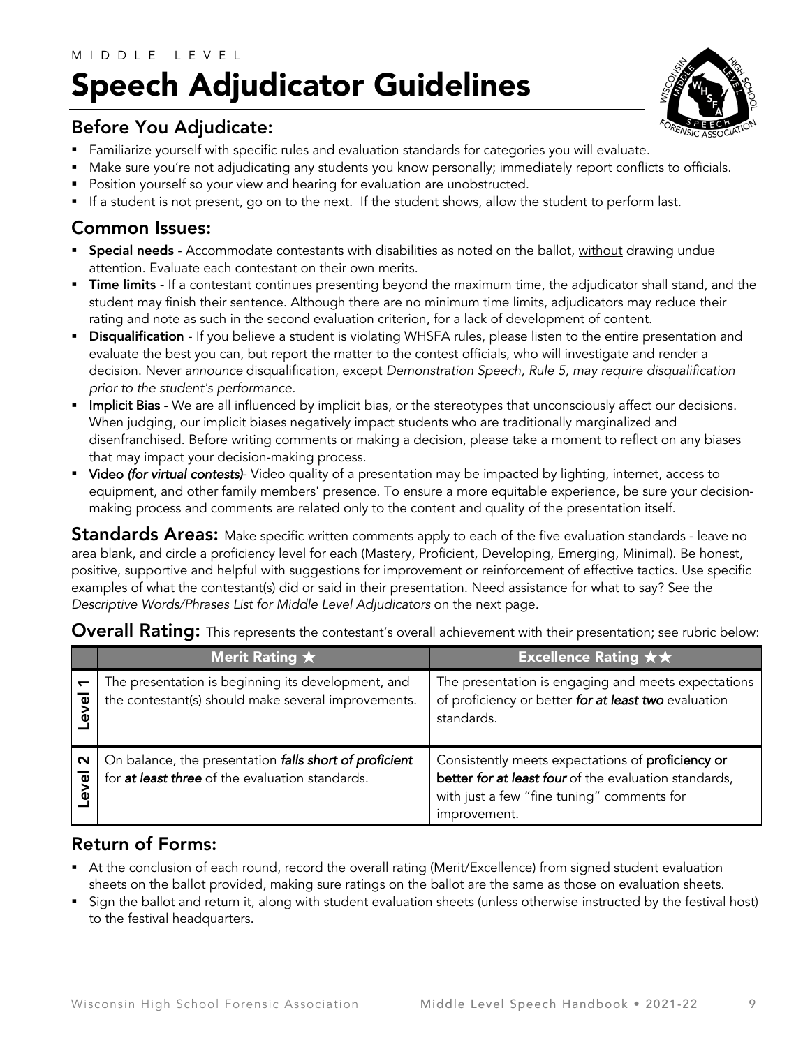MIDDLE LEVEL

# Speech Adjudicator Guidelines

## Before You Adjudicate:

- Familiarize yourself with specific rules and evaluation standards for categories you will evaluate.
- Make sure you're not adjudicating any students you know personally; immediately report conflicts to officials.
- Position yourself so your view and hearing for evaluation are unobstructed.
- If a student is not present, go on to the next. If the student shows, allow the student to perform last.

## Common Issues:

- **Special needs -** Accommodate contestants with disabilities as noted on the ballot, <u>without</u> drawing undue attention. Evaluate each contestant on their own merits.
- **Time limits** - If a contestant continues presenting beyond the maximum time, the adjudicator shall stand, and the student may finish their sentence. Although there are no minimum time limits, adjudicators may reduce their rating and note as such in the second evaluation criterion, for a lack of development of content.
- **Disqualification** - If you believe a student is violating WHSFA rules, please listen to the entire presentation and evaluate the best you can, but report the matter to the contest officials, who will investigate and render a decision. Never *announce* disqualification, except *Demonstration Speech, Rule 5, may require disqualification prior to the student's performance*.
- **Implicit Bias** - We are all influenced by implicit bias, or the stereotypes that unconsciously affect our decisions. When judging, our implicit biases negatively impact students who are traditionally marginalized and disenfranchised. Before writing comments or making a decision, please take a moment to reflect on any biases that may impact your decision-making process.
- **Video** *(for virtual contests)*- Video quality of a presentation may be impacted by lighting, internet, access to equipment, and other family members' presence. To ensure a more equitable experience, be sure your decision-making process and comments are related only to the content and quality of the presentation itself.

**Standards Areas:** Make specific written comments apply to each of the five evaluation standards - leave no area blank, and circle a proficiency level for each (Mastery, Proficient, Developing, Emerging, Minimal). Be honest, positive, supportive and helpful with suggestions for improvement or reinforcement of effective tactics. Use specific examples of what the contestant(s) did or said in their presentation. Need assistance for what to say? See the *Descriptive Words/Phrases List for Middle Level Adjudicators* on the next page.

**Overall Rating:** This represents the contestant's overall achievement with their presentation; see rubric below:

| | Merit Rating ★ | Excellence Rating ★★ |
|---|---|---|
| Level 1 | The presentation is beginning its development, and the contestant(s) should make several improvements. | The presentation is engaging and meets expectations of proficiency or better ***for at least two*** evaluation standards. |
| Level 2 | On balance, the presentation ***falls short of proficient*** for ***at least three*** of the evaluation standards. | Consistently meets expectations of **proficiency or better** ***for at least four*** of the evaluation standards, with just a few "fine tuning" comments for improvement. |

## Return of Forms:

- At the conclusion of each round, record the overall rating (Merit/Excellence) from signed student evaluation sheets on the ballot provided, making sure ratings on the ballot are the same as those on evaluation sheets.
- Sign the ballot and return it, along with student evaluation sheets (unless otherwise instructed by the festival host) to the festival headquarters.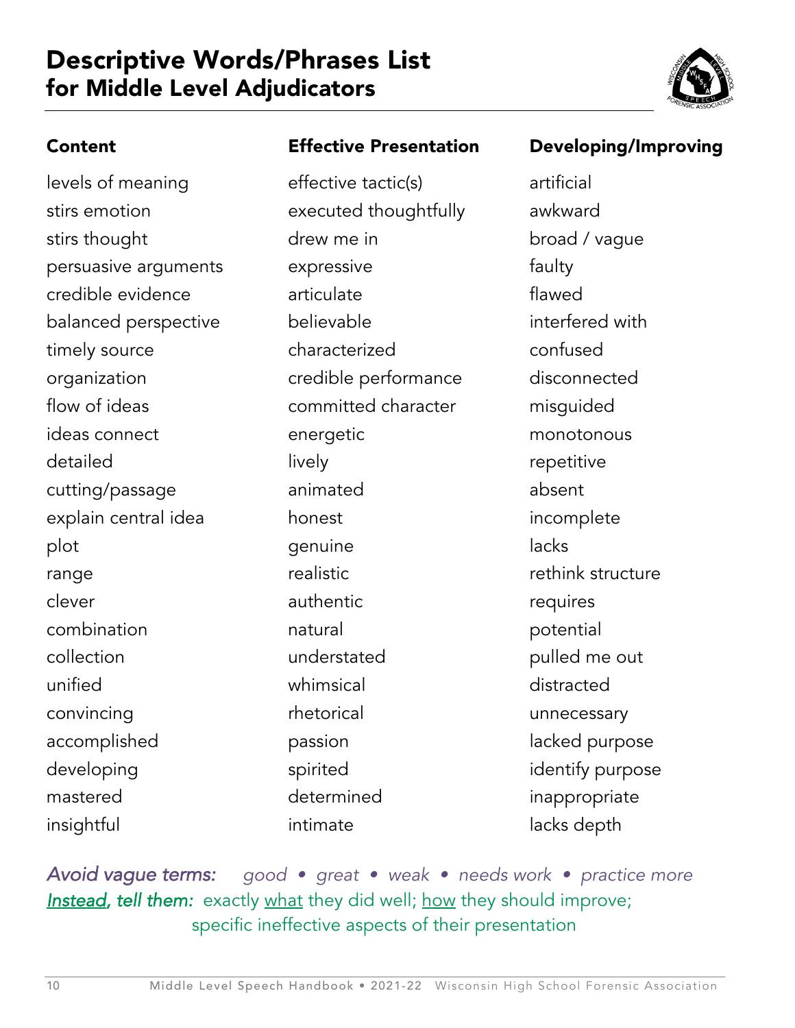# Descriptive Words/Phrases List for Middle Level Adjudicators

| Content | Effective Presentation | Developing/Improving |
| --- | --- | --- |
| levels of meaning | effective tactic(s) | artificial |
| stirs emotion | executed thoughtfully | awkward |
| stirs thought | drew me in | broad / vague |
| persuasive arguments | expressive | faulty |
| credible evidence | articulate | flawed |
| balanced perspective | believable | interfered with |
| timely source | characterized | confused |
| organization | credible performance | disconnected |
| flow of ideas | committed character | misguided |
| ideas connect | energetic | monotonous |
| detailed | lively | repetitive |
| cutting/passage | animated | absent |
| explain central idea | honest | incomplete |
| plot | genuine | lacks |
| range | realistic | rethink structure |
| clever | authentic | requires |
| combination | natural | potential |
| collection | understated | pulled me out |
| unified | whimsical | distracted |
| convincing | rhetorical | unnecessary |
| accomplished | passion | lacked purpose |
| developing | spirited | identify purpose |
| mastered | determined | inappropriate |
| insightful | intimate | lacks depth |

*Avoid vague terms:* *good • great • weak • needs work • practice more*

***Instead, tell them:*** exactly what they did well; how they should improve; specific ineffective aspects of their presentation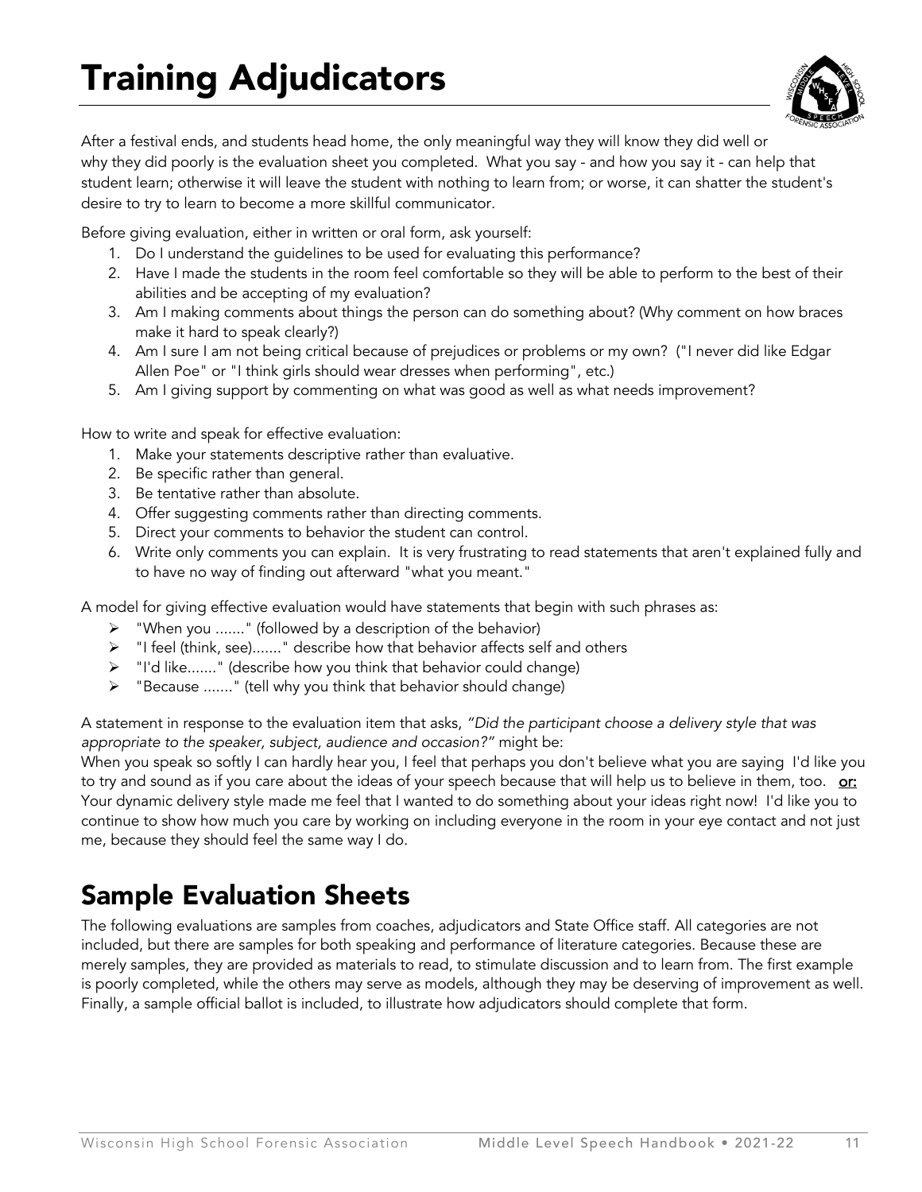# Training Adjudicators

After a festival ends, and students head home, the only meaningful way they will know they did well or why they did poorly is the evaluation sheet you completed. What you say - and how you say it - can help that student learn; otherwise it will leave the student with nothing to learn from; or worse, it can shatter the student's desire to try to learn to become a more skillful communicator.

Before giving evaluation, either in written or oral form, ask yourself:

1. Do I understand the guidelines to be used for evaluating this performance?
2. Have I made the students in the room feel comfortable so they will be able to perform to the best of their abilities and be accepting of my evaluation?
3. Am I making comments about things the person can do something about? (Why comment on how braces make it hard to speak clearly?)
4. Am I sure I am not being critical because of prejudices or problems or my own? ("I never did like Edgar Allen Poe" or "I think girls should wear dresses when performing", etc.)
5. Am I giving support by commenting on what was good as well as what needs improvement?

How to write and speak for effective evaluation:

1. Make your statements descriptive rather than evaluative.
2. Be specific rather than general.
3. Be tentative rather than absolute.
4. Offer suggesting comments rather than directing comments.
5. Direct your comments to behavior the student can control.
6. Write only comments you can explain. It is very frustrating to read statements that aren't explained fully and to have no way of finding out afterward "what you meant."

A model for giving effective evaluation would have statements that begin with such phrases as:

- "When you ......." (followed by a description of the behavior)
- "I feel (think, see)......." describe how that behavior affects self and others
- "I'd like......." (describe how you think that behavior could change)
- "Because ......." (tell why you think that behavior should change)

A statement in response to the evaluation item that asks, *"Did the participant choose a delivery style that was appropriate to the speaker, subject, audience and occasion?"* might be:

When you speak so softly I can hardly hear you, I feel that perhaps you don't believe what you are saying I'd like you to try and sound as if you care about the ideas of your speech because that will help us to believe in them, too. **or:** Your dynamic delivery style made me feel that I wanted to do something about your ideas right now! I'd like you to continue to show how much you care by working on including everyone in the room in your eye contact and not just me, because they should feel the same way I do.

## Sample Evaluation Sheets

The following evaluations are samples from coaches, adjudicators and State Office staff. All categories are not included, but there are samples for both speaking and performance of literature categories. Because these are merely samples, they are provided as materials to read, to stimulate discussion and to learn from. The first example is poorly completed, while the others may serve as models, although they may be deserving of improvement as well. Finally, a sample official ballot is included, to illustrate how adjudicators should complete that form.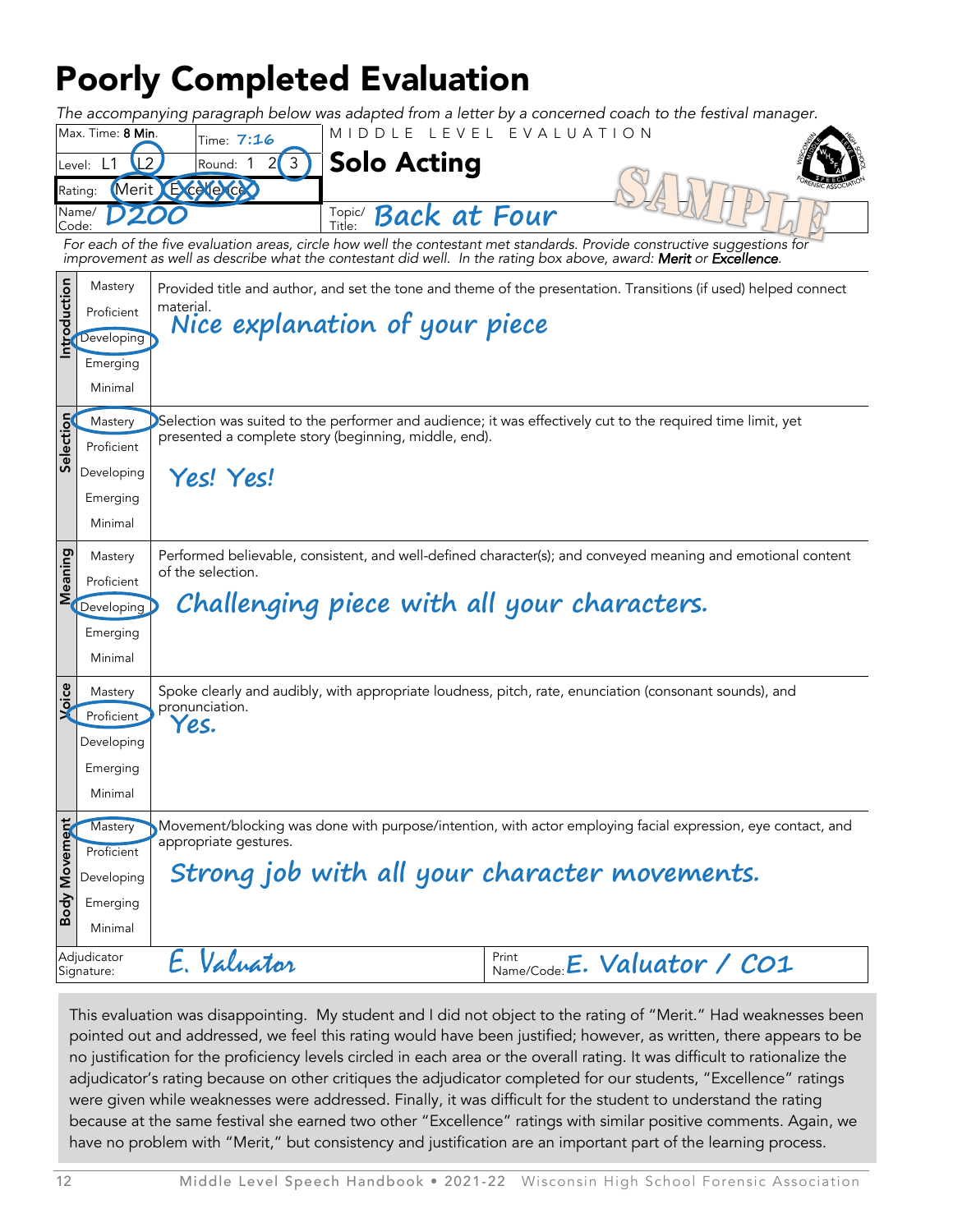# Poorly Completed Evaluation

*The accompanying paragraph below was adapted from a letter by a concerned coach to the festival manager.*

| | | | |
|---|---|---|---|
| Max. Time: **8 Min.** | Time: 7:16 | MIDDLE LEVEL EVALUATION | |
| Level: L1 (L2) | Round: 1 2 (3) | **Solo Acting** | SAMPLE |
| Rating: (Merit) ~~(Excellence)~~ | | | |
| Name/Code: D200 | | Topic/Title: Back at Four | |

*For each of the five evaluation areas, circle how well the contestant met standards. Provide constructive suggestions for improvement as well as describe what the contestant did well. In the rating box above, award:* ***Merit*** *or* ***Excellence***.

| Area | Level | Criteria / Comments |
|---|---|---|
| **Introduction** | Mastery / Proficient / (Developing) / Emerging / Minimal | Provided title and author, and set the tone and theme of the presentation. Transitions (if used) helped connect material. Nice explanation of your piece |
| **Selection** | (Mastery) / Proficient / Developing / Emerging / Minimal | Selection was suited to the performer and audience; it was effectively cut to the required time limit, yet presented a complete story (beginning, middle, end). Yes! Yes! |
| **Meaning** | Mastery / Proficient / (Developing) / Emerging / Minimal | Performed believable, consistent, and well-defined character(s); and conveyed meaning and emotional content of the selection. Challenging piece with all your characters. |
| **Voice** | Mastery / (Proficient) / Developing / Emerging / Minimal | Spoke clearly and audibly, with appropriate loudness, pitch, rate, enunciation (consonant sounds), and pronunciation. Yes. |
| **Body Movement** | (Mastery) / Proficient / Developing / Emerging / Minimal | Movement/blocking was done with purpose/intention, with actor employing facial expression, eye contact, and appropriate gestures. Strong job with all your character movements. |

Adjudicator Signature: E. Valuator | Print Name/Code: E. Valuator / C01

This evaluation was disappointing. My student and I did not object to the rating of "Merit." Had weaknesses been pointed out and addressed, we feel this rating would have been justified; however, as written, there appears to be no justification for the proficiency levels circled in each area or the overall rating. It was difficult to rationalize the adjudicator's rating because on other critiques the adjudicator completed for our students, "Excellence" ratings were given while weaknesses were addressed. Finally, it was difficult for the student to understand the rating because at the same festival she earned two other "Excellence" ratings with similar positive comments. Again, we have no problem with "Merit," but consistency and justification are an important part of the learning process.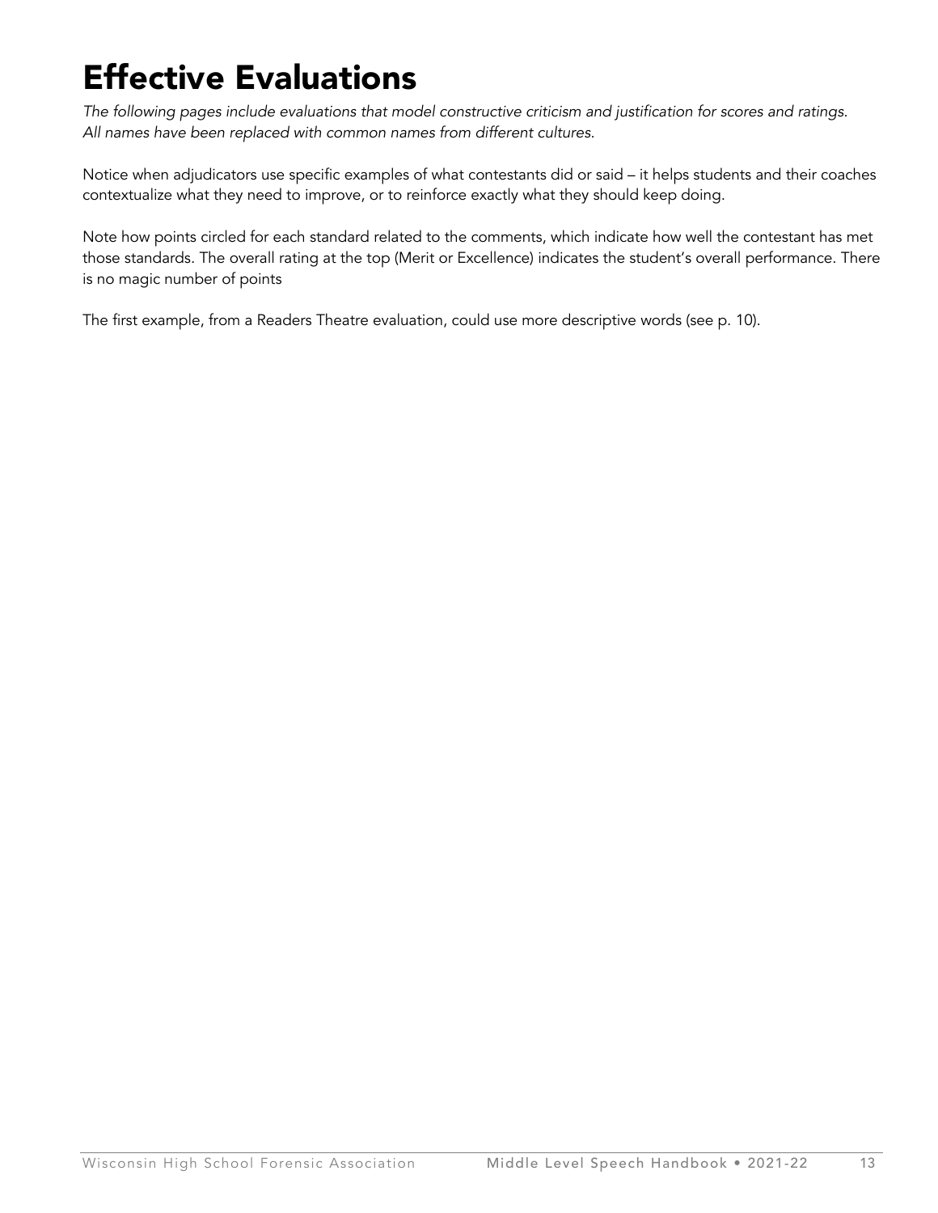# Effective Evaluations

*The following pages include evaluations that model constructive criticism and justification for scores and ratings. All names have been replaced with common names from different cultures.*

Notice when adjudicators use specific examples of what contestants did or said – it helps students and their coaches contextualize what they need to improve, or to reinforce exactly what they should keep doing.

Note how points circled for each standard related to the comments, which indicate how well the contestant has met those standards. The overall rating at the top (Merit or Excellence) indicates the student's overall performance. There is no magic number of points

The first example, from a Readers Theatre evaluation, could use more descriptive words (see p. 10).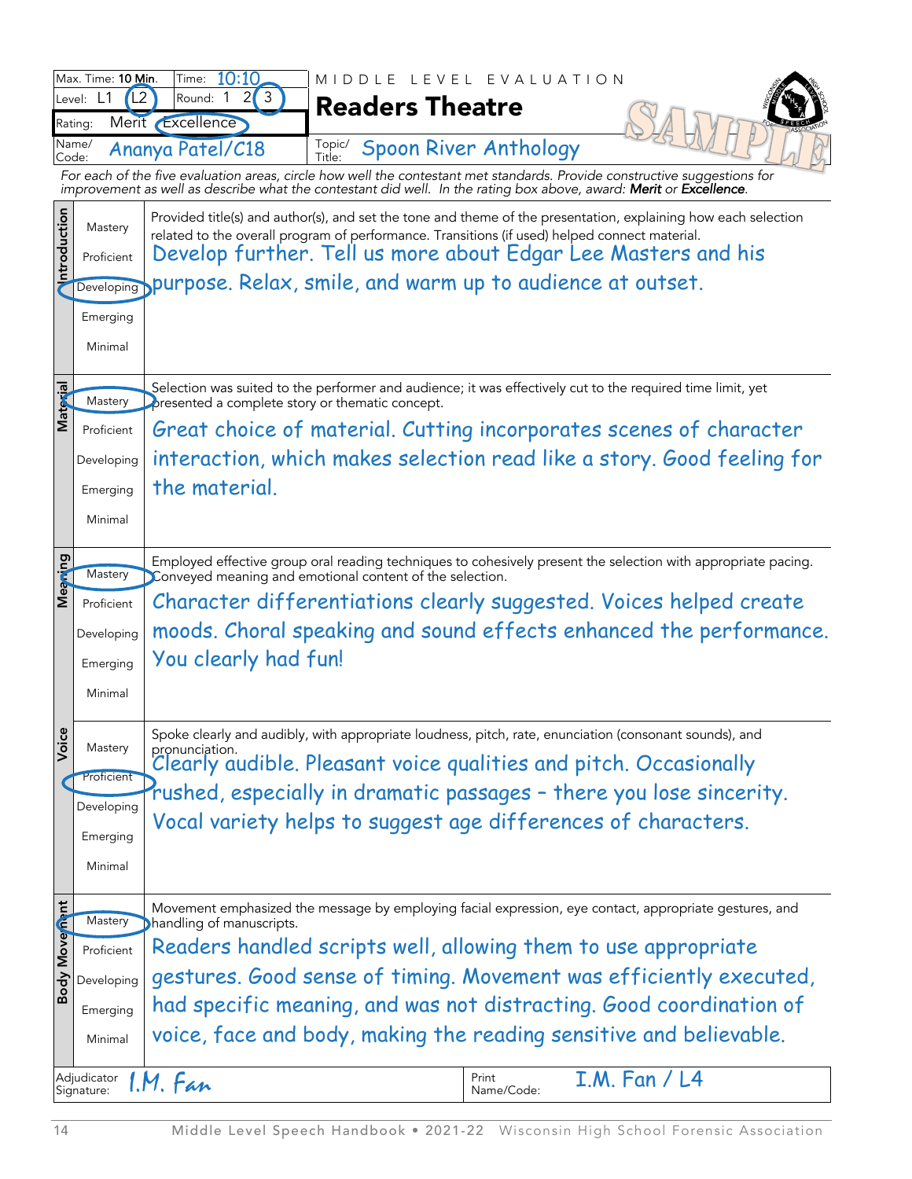| Max. Time: **10 Min.** | Time: 10:10 |
|---|---|
| Level: L1 (L2) circled | Round: 1 2 (3) circled |
| Rating: Merit | (Excellence) circled |
| Name/Code: Ananya Patel/C18 | |

MIDDLE LEVEL EVALUATION

# Readers Theatre

SAMPLE

Topic/Title: Spoon River Anthology

*For each of the five evaluation areas, circle how well the contestant met standards. Provide constructive suggestions for improvement as well as describe what the contestant did well. In the rating box above, award: **Merit** or **Excellence**.*

## Introduction

Mastery / Proficient / **(Developing)** / Emerging / Minimal

Provided title(s) and author(s), and set the tone and theme of the presentation, explaining how each selection related to the overall program of performance. Transitions (if used) helped connect material.

Develop further. Tell us more about Edgar Lee Masters and his purpose. Relax, smile, and warm up to audience at outset.

## Material

**(Mastery)** / Proficient / Developing / Emerging / Minimal

Selection was suited to the performer and audience; it was effectively cut to the required time limit, yet presented a complete story or thematic concept.

Great choice of material. Cutting incorporates scenes of character interaction, which makes selection read like a story. Good feeling for the material.

## Meaning

**(Mastery)** / Proficient / Developing / Emerging / Minimal

Employed effective group oral reading techniques to cohesively present the selection with appropriate pacing. Conveyed meaning and emotional content of the selection.

Character differentiations clearly suggested. Voices helped create moods. Choral speaking and sound effects enhanced the performance. You clearly had fun!

## Voice

Mastery / **(Proficient)** / Developing / Emerging / Minimal

Spoke clearly and audibly, with appropriate loudness, pitch, rate, enunciation (consonant sounds), and pronunciation.

Clearly audible. Pleasant voice qualities and pitch. Occasionally rushed, especially in dramatic passages – there you lose sincerity. Vocal variety helps to suggest age differences of characters.

## Body Movement

**(Mastery)** / Proficient / Developing / Emerging / Minimal

Movement emphasized the message by employing facial expression, eye contact, appropriate gestures, and handling of manuscripts.

Readers handled scripts well, allowing them to use appropriate gestures. Good sense of timing. Movement was efficiently executed, had specific meaning, and was not distracting. Good coordination of voice, face and body, making the reading sensitive and believable.

| Adjudicator Signature: I.M. Fan | Print Name/Code: I.M. Fan / L4 |
|---|---|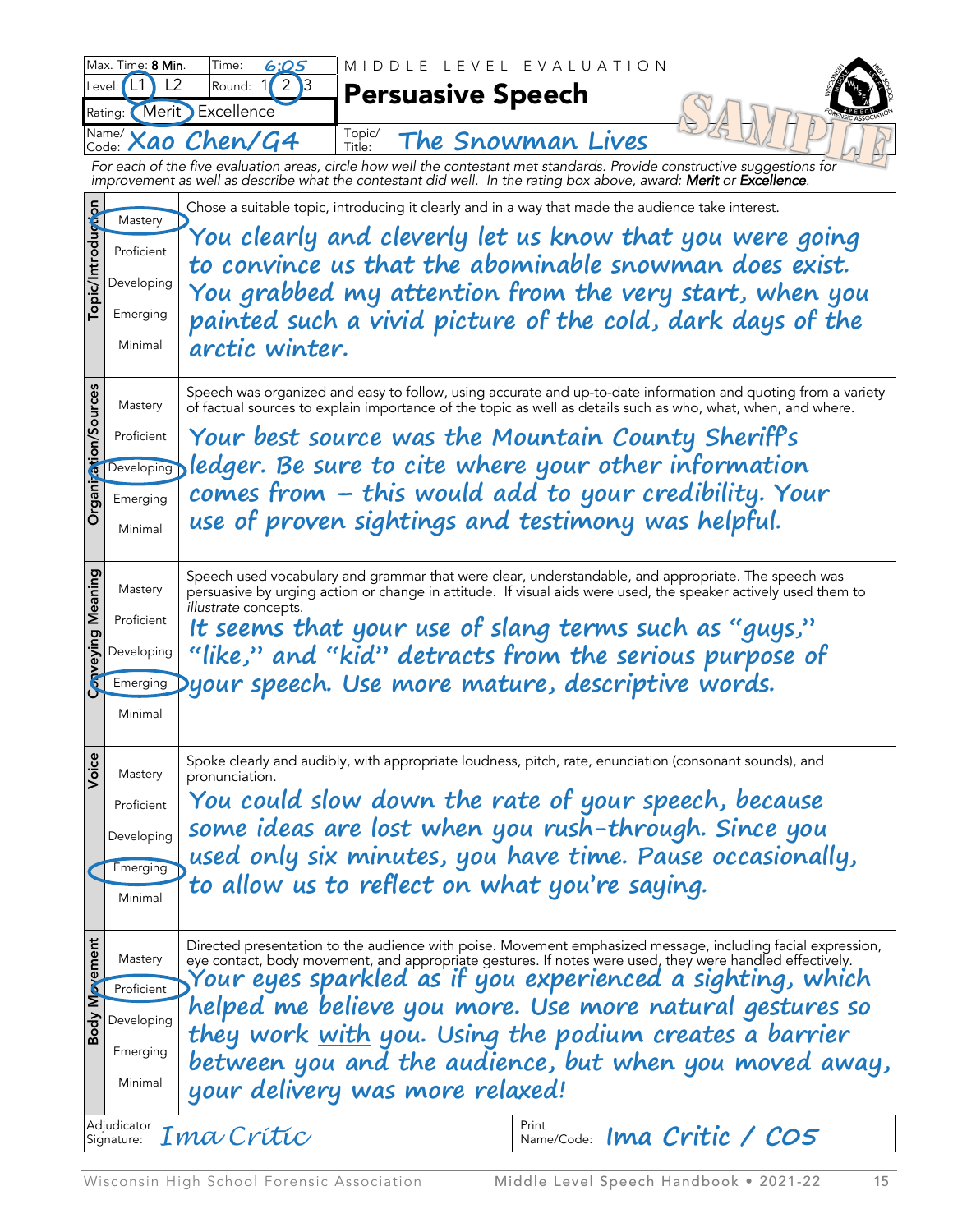| Max. Time: **8 Min.** | Time: 6:05 |
|---|---|
| Level: (L1) L2 | Round: 1 (2) 3 |
| Rating: (Merit) Excellence | |
| Name/Code: Xao Chen/G4 | |

MIDDLE LEVEL EVALUATION

# Persuasive Speech

SAMPLE

Topic/Title: The Snowman Lives

*For each of the five evaluation areas, circle how well the contestant met standards. Provide constructive suggestions for improvement as well as describe what the contestant did well. In the rating box above, award:* ***Merit*** *or* ***Excellence****.*

| Area | Rating | Comments |
|---|---|---|
| Topic/Introduction | Mastery / Proficient / Developing / Emerging / Minimal | Chose a suitable topic, introducing it clearly and in a way that made the audience take interest.<br>You clearly and cleverly let us know that you were going to convince us that the abominable snowman does exist. You grabbed my attention from the very start, when you painted such a vivid picture of the cold, dark days of the arctic winter. |
| Organization/Sources | Mastery / Proficient / (Developing) / Emerging / Minimal | Speech was organized and easy to follow, using accurate and up-to-date information and quoting from a variety of factual sources to explain importance of the topic as well as details such as who, what, when, and where.<br>Your best source was the Mountain County Sheriff's ledger. Be sure to cite where your other information comes from – this would add to your credibility. Your use of proven sightings and testimony was helpful. |
| Conveying Meaning | Mastery / Proficient / Developing / (Emerging) / Minimal | Speech used vocabulary and grammar that were clear, understandable, and appropriate. The speech was persuasive by urging action or change in attitude. If visual aids were used, the speaker actively used them to *illustrate* concepts.<br>It seems that your use of slang terms such as "guys," "like," and "kid" detracts from the serious purpose of your speech. Use more mature, descriptive words. |
| Voice | Mastery / Proficient / Developing / (Emerging) / Minimal | Spoke clearly and audibly, with appropriate loudness, pitch, rate, enunciation (consonant sounds), and pronunciation.<br>You could slow down the rate of your speech, because some ideas are lost when you rush-through. Since you used only six minutes, you have time. Pause occasionally, to allow us to reflect on what you're saying. |
| Body Movement | Mastery / (Proficient) / Developing / Emerging / Minimal | Directed presentation to the audience with poise. Movement emphasized message, including facial expression, eye contact, body movement, and appropriate gestures. If notes were used, they were handled effectively.<br>Your eyes sparkled as if you experienced a sighting, which helped me believe you more. Use more natural gestures so they work <u>with</u> you. Using the podium creates a barrier between you and the audience, but when you moved away, your delivery was more relaxed! |

Adjudicator Signature: *Ima Critic* Print Name/Code: Ima Critic / C05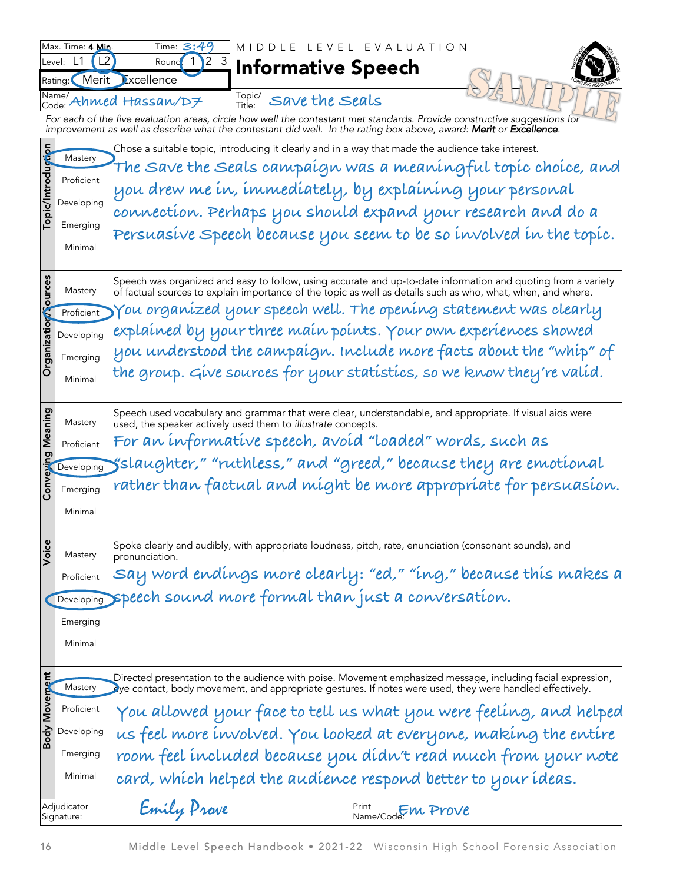| Max. Time: **4 Min.** | Time: 3:49 |
|---|---|
| Level: L1 **(L2)** | Round: **(1)** 2 3 |
| Rating: **(Merit)** Excellence | |
| Name/Code: Ahmed Hassan/D7 | Topic/Title: Save the Seals |

MIDDLE LEVEL EVALUATION

# Informative Speech

SAMPLE

*For each of the five evaluation areas, circle how well the contestant met standards. Provide constructive suggestions for improvement as well as describe what the contestant did well. In the rating box above, award:* ***Merit*** *or* ***Excellence****.*

| Area | Rating | Comments |
|---|---|---|
| **Topic/Introduction** | **(Mastery)** / Proficient / Developing / Emerging / Minimal | Chose a suitable topic, introducing it clearly and in a way that made the audience take interest. The Save the Seals campaign was a meaningful topic choice, and you drew me in, immediately, by explaining your personal connection. Perhaps you should expand your research and do a Persuasive Speech because you seem to be so involved in the topic. |
| **Organization/Sources** | Mastery / **(Proficient)** / Developing / Emerging / Minimal | Speech was organized and easy to follow, using accurate and up-to-date information and quoting from a variety of factual sources to explain importance of the topic as well as details such as who, what, when, and where. You organized your speech well. The opening statement was clearly explained by your three main points. Your own experiences showed you understood the campaign. Include more facts about the "whip" of the group. Give sources for your statistics, so we know they're valid. |
| **Conveying Meaning** | Mastery / Proficient / **(Developing)** / Emerging / Minimal | Speech used vocabulary and grammar that were clear, understandable, and appropriate. If visual aids were used, the speaker actively used them to *illustrate* concepts. For an informative speech, avoid "loaded" words, such as "slaughter," "ruthless," and "greed," because they are emotional rather than factual and might be more appropriate for persuasion. |
| **Voice** | Mastery / Proficient / **(Developing)** / Emerging / Minimal | Spoke clearly and audibly, with appropriate loudness, pitch, rate, enunciation (consonant sounds), and pronunciation. Say word endings more clearly: "ed," "ing," because this makes a speech sound more formal than just a conversation. |
| **Body Movement** | **(Mastery)** / Proficient / Developing / Emerging / Minimal | Directed presentation to the audience with poise. Movement emphasized message, including facial expression, eye contact, body movement, and appropriate gestures. If notes were used, they were handled effectively. You allowed your face to tell us what you were feeling, and helped us feel more involved. You looked at everyone, making the entire room feel included because you didn't read much from your note card, which helped the audience respond better to your ideas. |

| Adjudicator Signature: Emily Prove | Print Name/Code: Em Prove |
|---|---|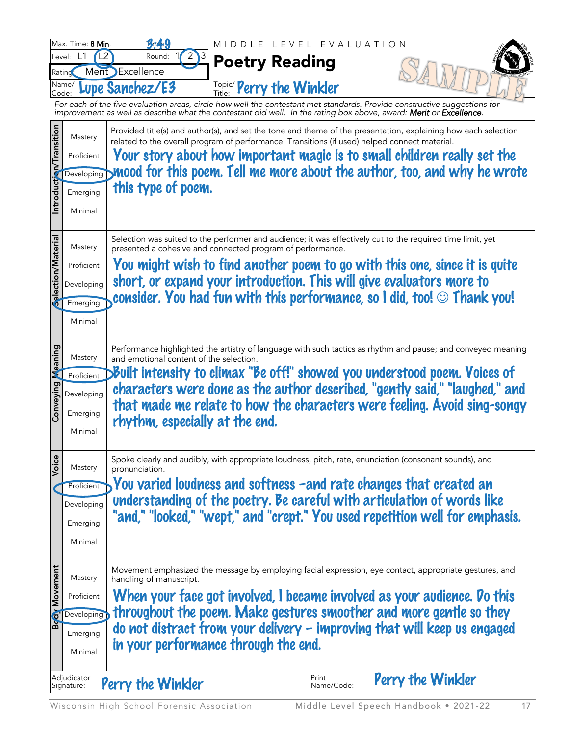| Max. Time: **8 Min.** | Time: 3:49 |
|---|---|
| Level: L1 (L2) | Round: 1 (2) 3 |
| Rating: (Merit) Excellence | |
| Name/Code: Lupe Sanchez/E3 | |

MIDDLE LEVEL EVALUATION

# Poetry Reading

SAMPLE

Topic/Title: Perry the Winkler

*For each of the five evaluation areas, circle how well the contestant met standards. Provide constructive suggestions for improvement as well as describe what the contestant did well. In the rating box above, award: **Merit** or **Excellence**.*

| Area | Rating | Comments |
|---|---|---|
| Introduction/Transition | Mastery / Proficient / (Developing) / Emerging / Minimal | Provided title(s) and author(s), and set the tone and theme of the presentation, explaining how each selection related to the overall program of performance. Transitions (if used) helped connect material.<br>Your story about how important magic is to small children really set the mood for this poem. Tell me more about the author, too, and why he wrote this type of poem. |
| Selection/Material | Mastery / Proficient / Developing / (Emerging) / Minimal | Selection was suited to the performer and audience; it was effectively cut to the required time limit, yet presented a cohesive and connected program of performance.<br>You might wish to find another poem to go with this one, since it is quite short, or expand your introduction. This will give evaluators more to consider. You had fun with this performance, so I did, too! ☺ Thank you! |
| Conveying Meaning | Mastery / (Proficient) / Developing / Emerging / Minimal | Performance highlighted the artistry of language with such tactics as rhythm and pause; and conveyed meaning and emotional content of the selection.<br>Built intensity to climax "Be off!" showed you understood poem. Voices of characters were done as the author described, "gently said," "laughed," and that made me relate to how the characters were feeling. Avoid sing-songy rhythm, especially at the end. |
| Voice | Mastery / (Proficient) / Developing / Emerging / Minimal | Spoke clearly and audibly, with appropriate loudness, pitch, rate, enunciation (consonant sounds), and pronunciation.<br>You varied loudness and softness -and rate changes that created an understanding of the poetry. Be careful with articulation of words like "and," "looked," "wept," and "crept." You used repetition well for emphasis. |
| Body Movement | Mastery / Proficient / (Developing) / Emerging / Minimal | Movement emphasized the message by employing facial expression, eye contact, appropriate gestures, and handling of manuscript.<br>When your face got involved, I became involved as your audience. Do this throughout the poem. Make gestures smoother and more gentle so they do not distract from your delivery - improving that will keep us engaged in your performance through the end. |

| Adjudicator Signature: Perry the Winkler | Print Name/Code: Perry the Winkler |
|---|---|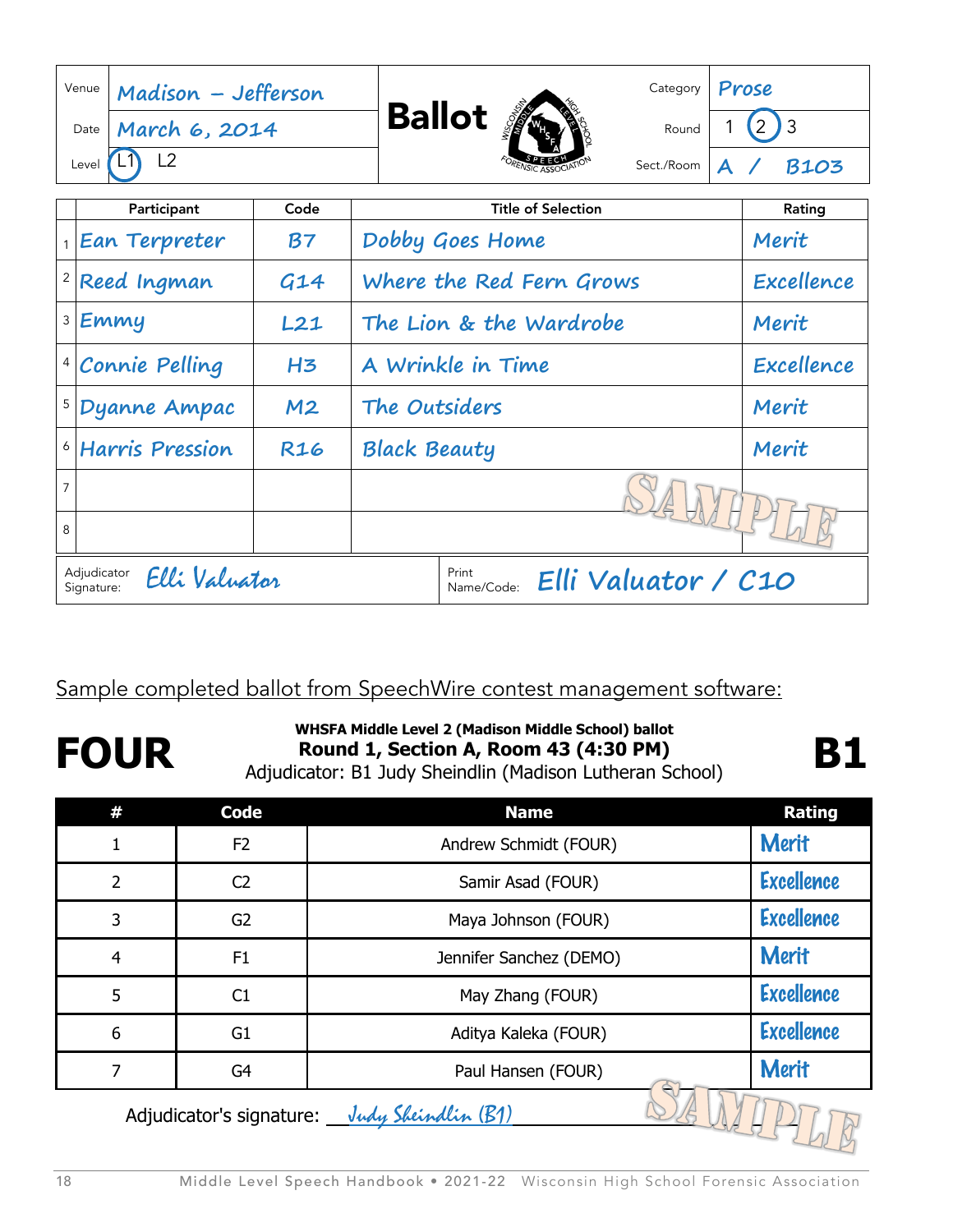| Venue | Madison – Jefferson | Ballot | Category | Prose |
|---|---|---|---|---|
| Date | March 6, 2014 | | Round | 1 (2) 3 |
| Level | (L1) L2 | | Sect./Room | A / B103 |

| | Participant | Code | Title of Selection | Rating |
|---|---|---|---|---|
| 1 | Ean Terpreter | B7 | Dobby Goes Home | Merit |
| 2 | Reed Ingman | G14 | Where the Red Fern Grows | Excellence |
| 3 | Emmy | L21 | The Lion & the Wardrobe | Merit |
| 4 | Connie Pelling | H3 | A Wrinkle in Time | Excellence |
| 5 | Dyanne Ampac | M2 | The Outsiders | Merit |
| 6 | Harris Pression | R16 | Black Beauty | Merit |
| 7 | | | | |
| 8 | | | | |

Adjudicator Signature: Elli Valuator    Print Name/Code: Elli Valuator / C10

SAMPLE

Sample completed ballot from SpeechWire contest management software:

**FOUR**

**WHSFA Middle Level 2 (Madison Middle School) ballot**
**Round 1, Section A, Room 43 (4:30 PM)**
Adjudicator: B1 Judy Sheindlin (Madison Lutheran School)

**B1**

| # | Code | Name | Rating |
|---|---|---|---|
| 1 | F2 | Andrew Schmidt (FOUR) | Merit |
| 2 | C2 | Samir Asad (FOUR) | Excellence |
| 3 | G2 | Maya Johnson (FOUR) | Excellence |
| 4 | F1 | Jennifer Sanchez (DEMO) | Merit |
| 5 | C1 | May Zhang (FOUR) | Excellence |
| 6 | G1 | Aditya Kaleka (FOUR) | Excellence |
| 7 | G4 | Paul Hansen (FOUR) | Merit |

Adjudicator's signature: Judy Sheindlin (B1)

SAMPLE